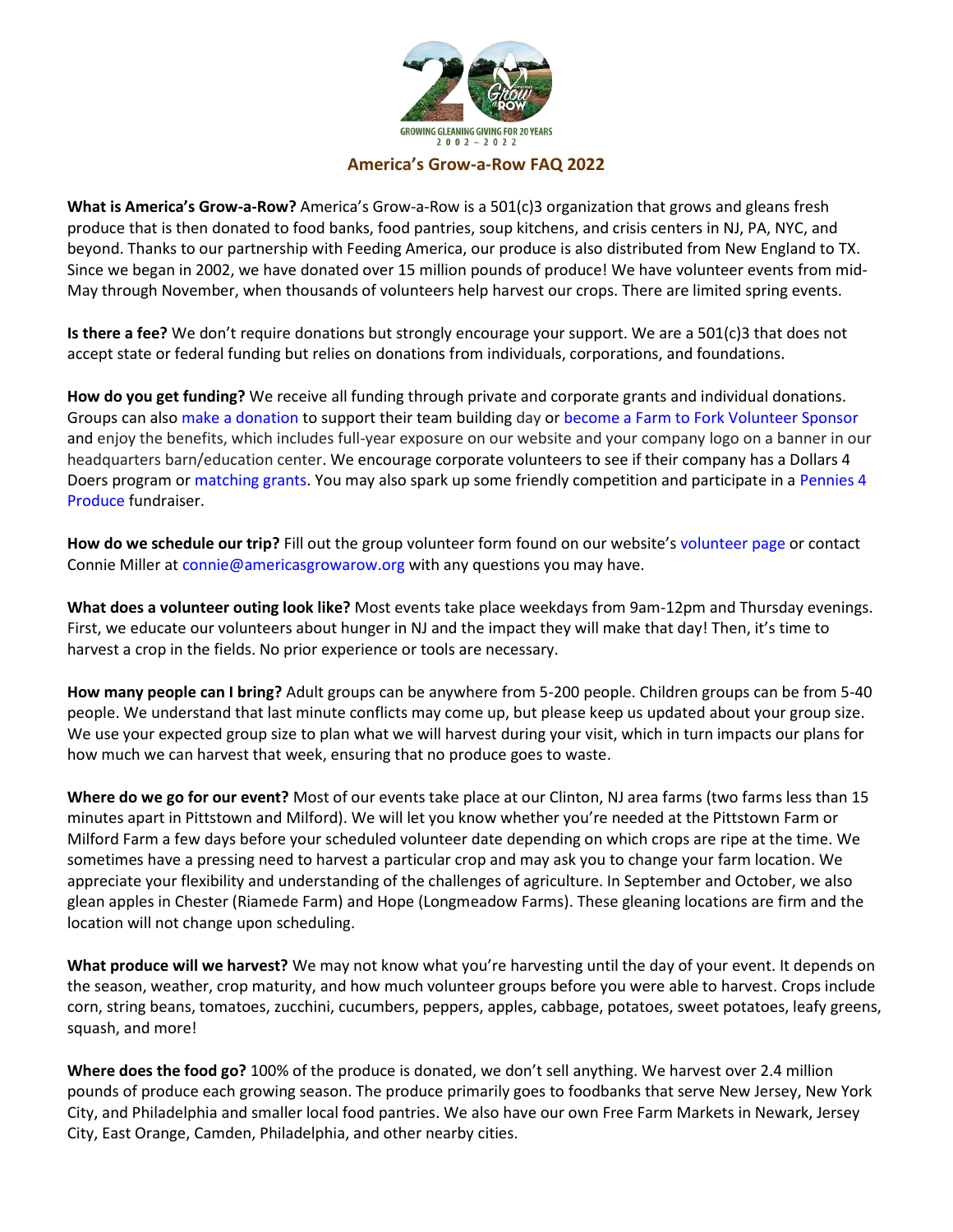GROWING GLEANING GIVING FOR 20 YEARS
2002 – 2022

# America's Grow-a-Row FAQ 2022

**What is America's Grow-a-Row?** America's Grow-a-Row is a 501(c)3 organization that grows and gleans fresh produce that is then donated to food banks, food pantries, soup kitchens, and crisis centers in NJ, PA, NYC, and beyond. Thanks to our partnership with Feeding America, our produce is also distributed from New England to TX. Since we began in 2002, we have donated over 15 million pounds of produce! We have volunteer events from mid-May through November, when thousands of volunteers help harvest our crops. There are limited spring events.

**Is there a fee?** We don't require donations but strongly encourage your support. We are a 501(c)3 that does not accept state or federal funding but relies on donations from individuals, corporations, and foundations.

**How do you get funding?** We receive all funding through private and corporate grants and individual donations. Groups can also make a donation to support their team building day or become a Farm to Fork Volunteer Sponsor and enjoy the benefits, which includes full-year exposure on our website and your company logo on a banner in our headquarters barn/education center. We encourage corporate volunteers to see if their company has a Dollars 4 Doers program or matching grants. You may also spark up some friendly competition and participate in a Pennies 4 Produce fundraiser.

**How do we schedule our trip?** Fill out the group volunteer form found on our website's volunteer page or contact Connie Miller at connie@americasgrowarow.org with any questions you may have.

**What does a volunteer outing look like?** Most events take place weekdays from 9am-12pm and Thursday evenings. First, we educate our volunteers about hunger in NJ and the impact they will make that day! Then, it's time to harvest a crop in the fields. No prior experience or tools are necessary.

**How many people can I bring?** Adult groups can be anywhere from 5-200 people. Children groups can be from 5-40 people. We understand that last minute conflicts may come up, but please keep us updated about your group size. We use your expected group size to plan what we will harvest during your visit, which in turn impacts our plans for how much we can harvest that week, ensuring that no produce goes to waste.

**Where do we go for our event?** Most of our events take place at our Clinton, NJ area farms (two farms less than 15 minutes apart in Pittstown and Milford). We will let you know whether you're needed at the Pittstown Farm or Milford Farm a few days before your scheduled volunteer date depending on which crops are ripe at the time. We sometimes have a pressing need to harvest a particular crop and may ask you to change your farm location. We appreciate your flexibility and understanding of the challenges of agriculture. In September and October, we also glean apples in Chester (Riamede Farm) and Hope (Longmeadow Farms). These gleaning locations are firm and the location will not change upon scheduling.

**What produce will we harvest?** We may not know what you're harvesting until the day of your event. It depends on the season, weather, crop maturity, and how much volunteer groups before you were able to harvest. Crops include corn, string beans, tomatoes, zucchini, cucumbers, peppers, apples, cabbage, potatoes, sweet potatoes, leafy greens, squash, and more!

**Where does the food go?** 100% of the produce is donated, we don't sell anything. We harvest over 2.4 million pounds of produce each growing season. The produce primarily goes to foodbanks that serve New Jersey, New York City, and Philadelphia and smaller local food pantries. We also have our own Free Farm Markets in Newark, Jersey City, East Orange, Camden, Philadelphia, and other nearby cities.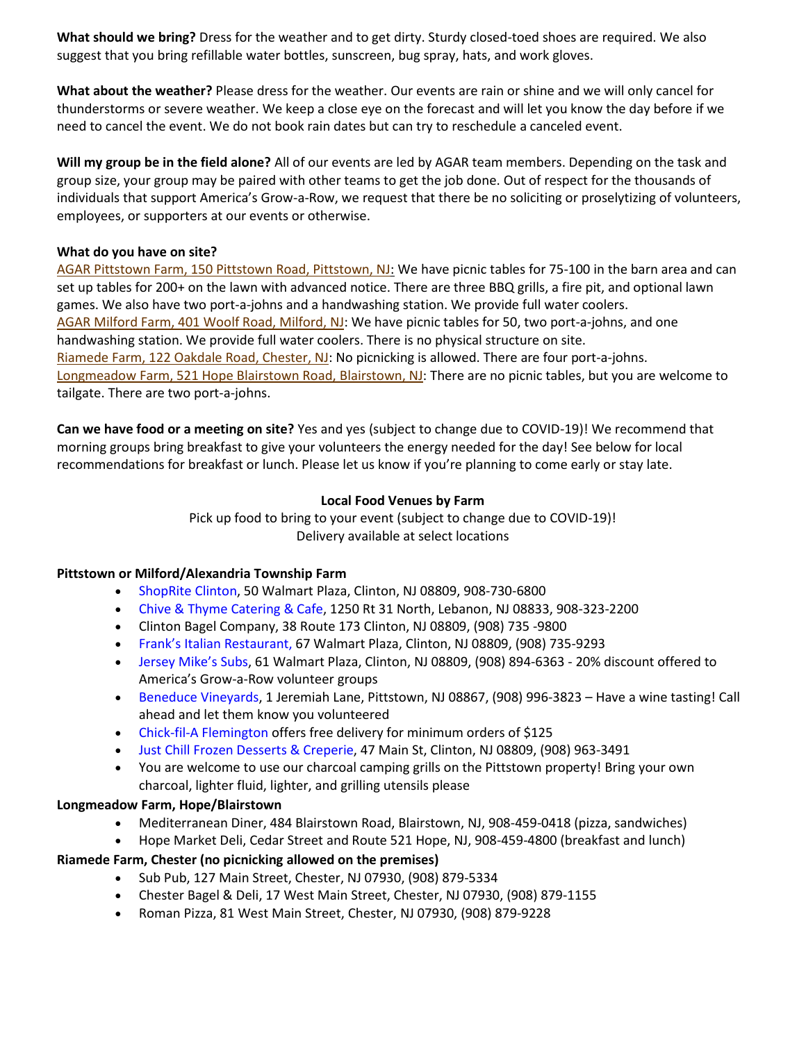**What should we bring?** Dress for the weather and to get dirty. Sturdy closed-toed shoes are required. We also suggest that you bring refillable water bottles, sunscreen, bug spray, hats, and work gloves.

**What about the weather?** Please dress for the weather. Our events are rain or shine and we will only cancel for thunderstorms or severe weather. We keep a close eye on the forecast and will let you know the day before if we need to cancel the event. We do not book rain dates but can try to reschedule a canceled event.

**Will my group be in the field alone?** All of our events are led by AGAR team members. Depending on the task and group size, your group may be paired with other teams to get the job done. Out of respect for the thousands of individuals that support America's Grow-a-Row, we request that there be no soliciting or proselytizing of volunteers, employees, or supporters at our events or otherwise.

**What do you have on site?**
AGAR Pittstown Farm, 150 Pittstown Road, Pittstown, NJ: We have picnic tables for 75-100 in the barn area and can set up tables for 200+ on the lawn with advanced notice. There are three BBQ grills, a fire pit, and optional lawn games. We also have two port-a-johns and a handwashing station. We provide full water coolers.
AGAR Milford Farm, 401 Woolf Road, Milford, NJ: We have picnic tables for 50, two port-a-johns, and one handwashing station. We provide full water coolers. There is no physical structure on site.
Riamede Farm, 122 Oakdale Road, Chester, NJ: No picnicking is allowed. There are four port-a-johns.
Longmeadow Farm, 521 Hope Blairstown Road, Blairstown, NJ: There are no picnic tables, but you are welcome to tailgate. There are two port-a-johns.

**Can we have food or a meeting on site?** Yes and yes (subject to change due to COVID-19)! We recommend that morning groups bring breakfast to give your volunteers the energy needed for the day! See below for local recommendations for breakfast or lunch. Please let us know if you're planning to come early or stay late.

**Local Food Venues by Farm**

Pick up food to bring to your event (subject to change due to COVID-19)!
Delivery available at select locations

**Pittstown or Milford/Alexandria Township Farm**

- ShopRite Clinton, 50 Walmart Plaza, Clinton, NJ 08809, 908-730-6800
- Chive & Thyme Catering & Cafe, 1250 Rt 31 North, Lebanon, NJ 08833, 908-323-2200
- Clinton Bagel Company, 38 Route 173 Clinton, NJ 08809, (908) 735 -9800
- Frank's Italian Restaurant, 67 Walmart Plaza, Clinton, NJ 08809, (908) 735-9293
- Jersey Mike's Subs, 61 Walmart Plaza, Clinton, NJ 08809, (908) 894-6363 - 20% discount offered to America's Grow-a-Row volunteer groups
- Beneduce Vineyards, 1 Jeremiah Lane, Pittstown, NJ 08867, (908) 996-3823 – Have a wine tasting! Call ahead and let them know you volunteered
- Chick-fil-A Flemington offers free delivery for minimum orders of $125
- Just Chill Frozen Desserts & Creperie, 47 Main St, Clinton, NJ 08809, (908) 963-3491
- You are welcome to use our charcoal camping grills on the Pittstown property! Bring your own charcoal, lighter fluid, lighter, and grilling utensils please

**Longmeadow Farm, Hope/Blairstown**

- Mediterranean Diner, 484 Blairstown Road, Blairstown, NJ, 908-459-0418 (pizza, sandwiches)
- Hope Market Deli, Cedar Street and Route 521 Hope, NJ, 908-459-4800 (breakfast and lunch)

**Riamede Farm, Chester (no picnicking allowed on the premises)**

- Sub Pub, 127 Main Street, Chester, NJ 07930, (908) 879-5334
- Chester Bagel & Deli, 17 West Main Street, Chester, NJ 07930, (908) 879-1155
- Roman Pizza, 81 West Main Street, Chester, NJ 07930, (908) 879-9228